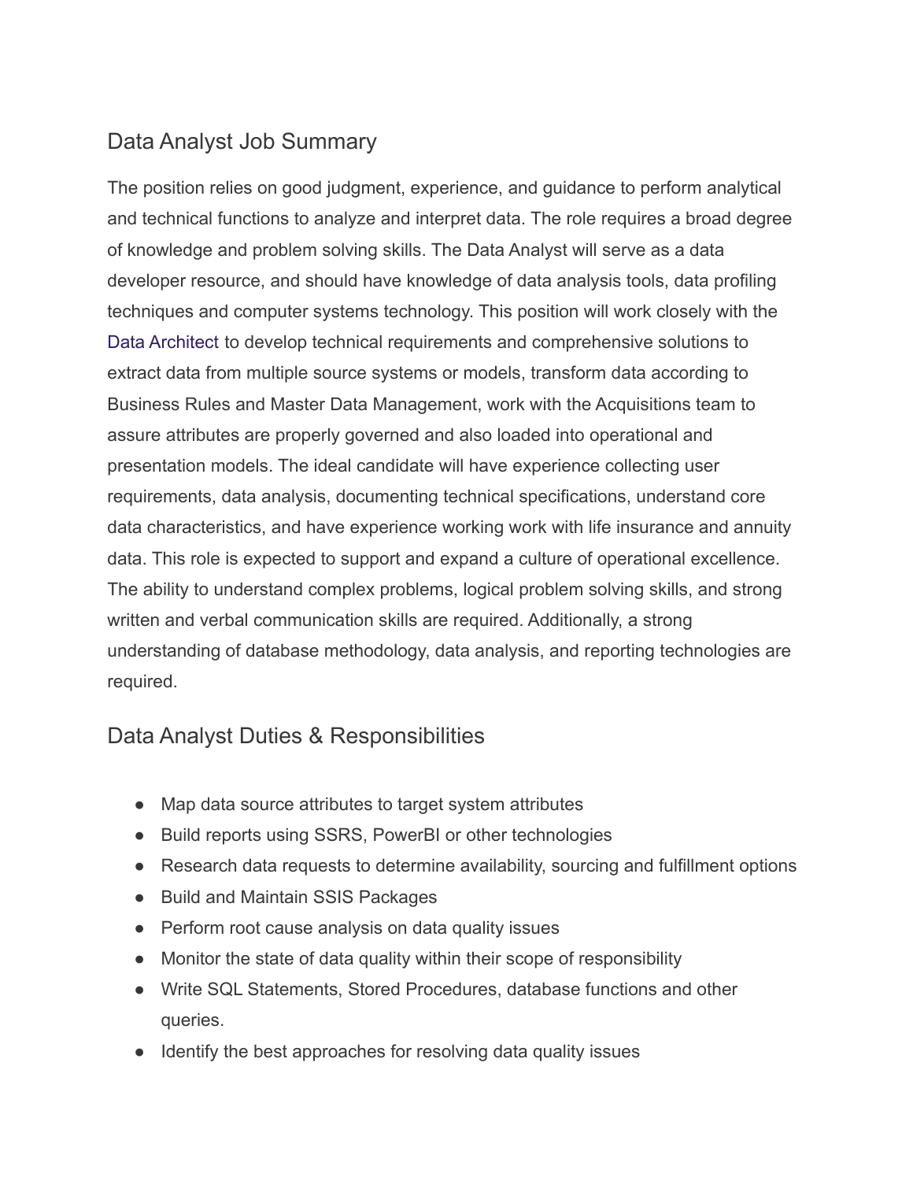## Data Analyst Job Summary

The position relies on good judgment, experience, and guidance to perform analytical and technical functions to analyze and interpret data. The role requires a broad degree of knowledge and problem solving skills. The Data Analyst will serve as a data developer resource, and should have knowledge of data analysis tools, data profiling techniques and computer systems technology. This position will work closely with the Data Architect to develop technical requirements and comprehensive solutions to extract data from multiple source systems or models, transform data according to Business Rules and Master Data Management, work with the Acquisitions team to assure attributes are properly governed and also loaded into operational and presentation models. The ideal candidate will have experience collecting user requirements, data analysis, documenting technical specifications, understand core data characteristics, and have experience working work with life insurance and annuity data. This role is expected to support and expand a culture of operational excellence. The ability to understand complex problems, logical problem solving skills, and strong written and verbal communication skills are required. Additionally, a strong understanding of database methodology, data analysis, and reporting technologies are required.

## Data Analyst Duties & Responsibilities

- Map data source attributes to target system attributes
- Build reports using SSRS, PowerBI or other technologies
- Research data requests to determine availability, sourcing and fulfillment options
- Build and Maintain SSIS Packages
- Perform root cause analysis on data quality issues
- Monitor the state of data quality within their scope of responsibility
- Write SQL Statements, Stored Procedures, database functions and other queries.
- Identify the best approaches for resolving data quality issues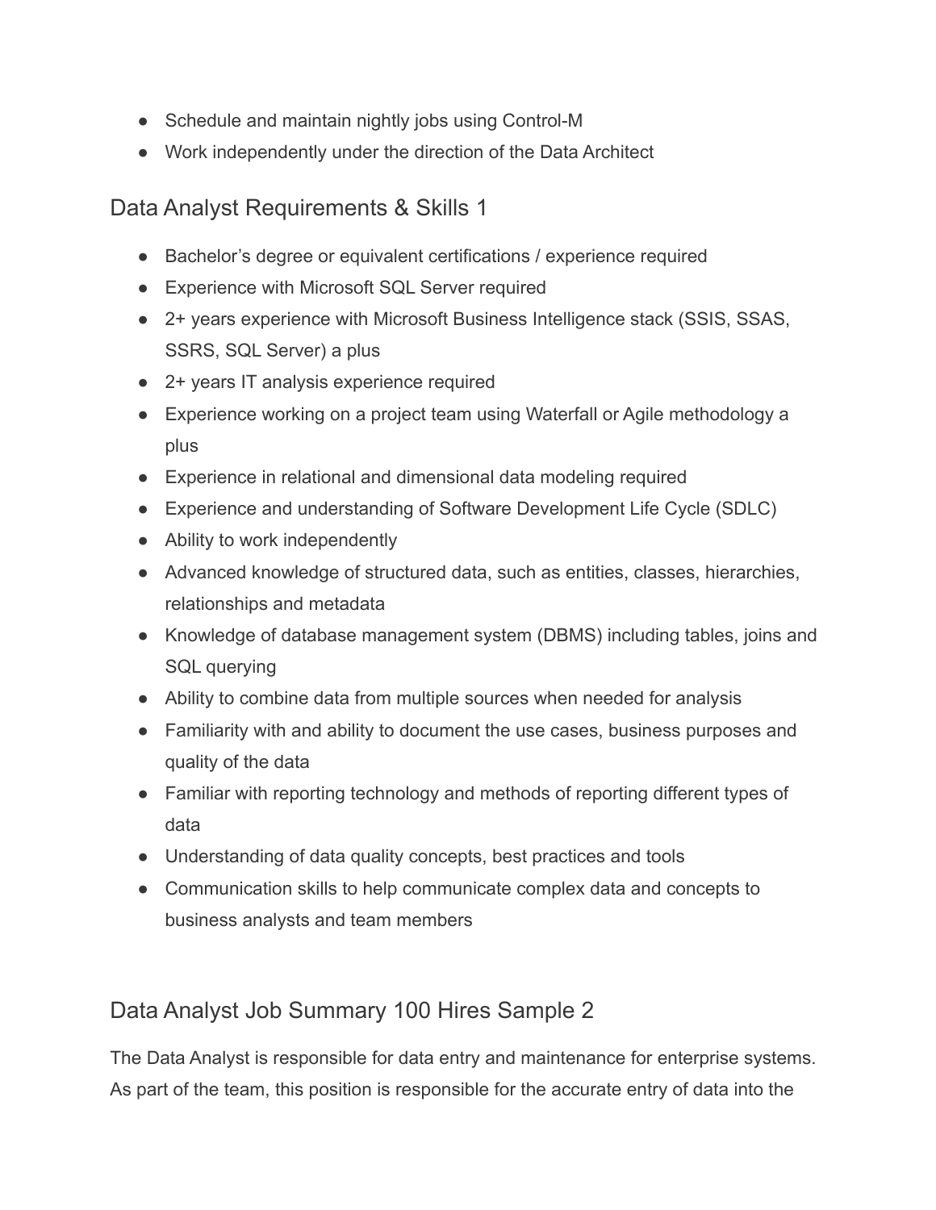- Schedule and maintain nightly jobs using Control-M
- Work independently under the direction of the Data Architect

## Data Analyst Requirements & Skills 1

- Bachelor's degree or equivalent certifications / experience required
- Experience with Microsoft SQL Server required
- 2+ years experience with Microsoft Business Intelligence stack (SSIS, SSAS, SSRS, SQL Server) a plus
- 2+ years IT analysis experience required
- Experience working on a project team using Waterfall or Agile methodology a plus
- Experience in relational and dimensional data modeling required
- Experience and understanding of Software Development Life Cycle (SDLC)
- Ability to work independently
- Advanced knowledge of structured data, such as entities, classes, hierarchies, relationships and metadata
- Knowledge of database management system (DBMS) including tables, joins and SQL querying
- Ability to combine data from multiple sources when needed for analysis
- Familiarity with and ability to document the use cases, business purposes and quality of the data
- Familiar with reporting technology and methods of reporting different types of data
- Understanding of data quality concepts, best practices and tools
- Communication skills to help communicate complex data and concepts to business analysts and team members

## Data Analyst Job Summary 100 Hires Sample 2

The Data Analyst is responsible for data entry and maintenance for enterprise systems. As part of the team, this position is responsible for the accurate entry of data into the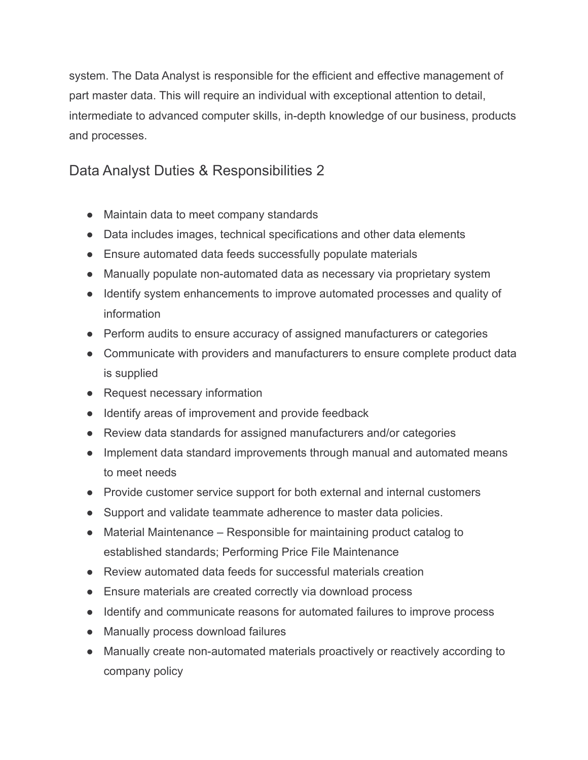system. The Data Analyst is responsible for the efficient and effective management of part master data. This will require an individual with exceptional attention to detail, intermediate to advanced computer skills, in-depth knowledge of our business, products and processes.

## Data Analyst Duties & Responsibilities 2

- Maintain data to meet company standards
- Data includes images, technical specifications and other data elements
- Ensure automated data feeds successfully populate materials
- Manually populate non-automated data as necessary via proprietary system
- Identify system enhancements to improve automated processes and quality of information
- Perform audits to ensure accuracy of assigned manufacturers or categories
- Communicate with providers and manufacturers to ensure complete product data is supplied
- Request necessary information
- Identify areas of improvement and provide feedback
- Review data standards for assigned manufacturers and/or categories
- Implement data standard improvements through manual and automated means to meet needs
- Provide customer service support for both external and internal customers
- Support and validate teammate adherence to master data policies.
- Material Maintenance – Responsible for maintaining product catalog to established standards; Performing Price File Maintenance
- Review automated data feeds for successful materials creation
- Ensure materials are created correctly via download process
- Identify and communicate reasons for automated failures to improve process
- Manually process download failures
- Manually create non-automated materials proactively or reactively according to company policy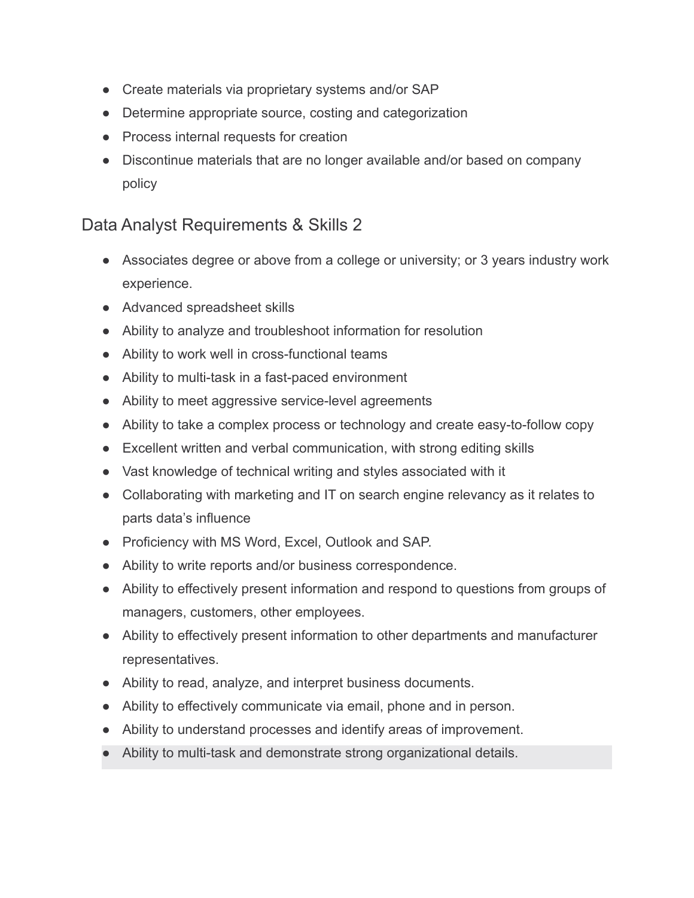- Create materials via proprietary systems and/or SAP
- Determine appropriate source, costing and categorization
- Process internal requests for creation
- Discontinue materials that are no longer available and/or based on company policy

## Data Analyst Requirements & Skills 2

- Associates degree or above from a college or university; or 3 years industry work experience.
- Advanced spreadsheet skills
- Ability to analyze and troubleshoot information for resolution
- Ability to work well in cross-functional teams
- Ability to multi-task in a fast-paced environment
- Ability to meet aggressive service-level agreements
- Ability to take a complex process or technology and create easy-to-follow copy
- Excellent written and verbal communication, with strong editing skills
- Vast knowledge of technical writing and styles associated with it
- Collaborating with marketing and IT on search engine relevancy as it relates to parts data's influence
- Proficiency with MS Word, Excel, Outlook and SAP.
- Ability to write reports and/or business correspondence.
- Ability to effectively present information and respond to questions from groups of managers, customers, other employees.
- Ability to effectively present information to other departments and manufacturer representatives.
- Ability to read, analyze, and interpret business documents.
- Ability to effectively communicate via email, phone and in person.
- Ability to understand processes and identify areas of improvement.
- Ability to multi-task and demonstrate strong organizational details.